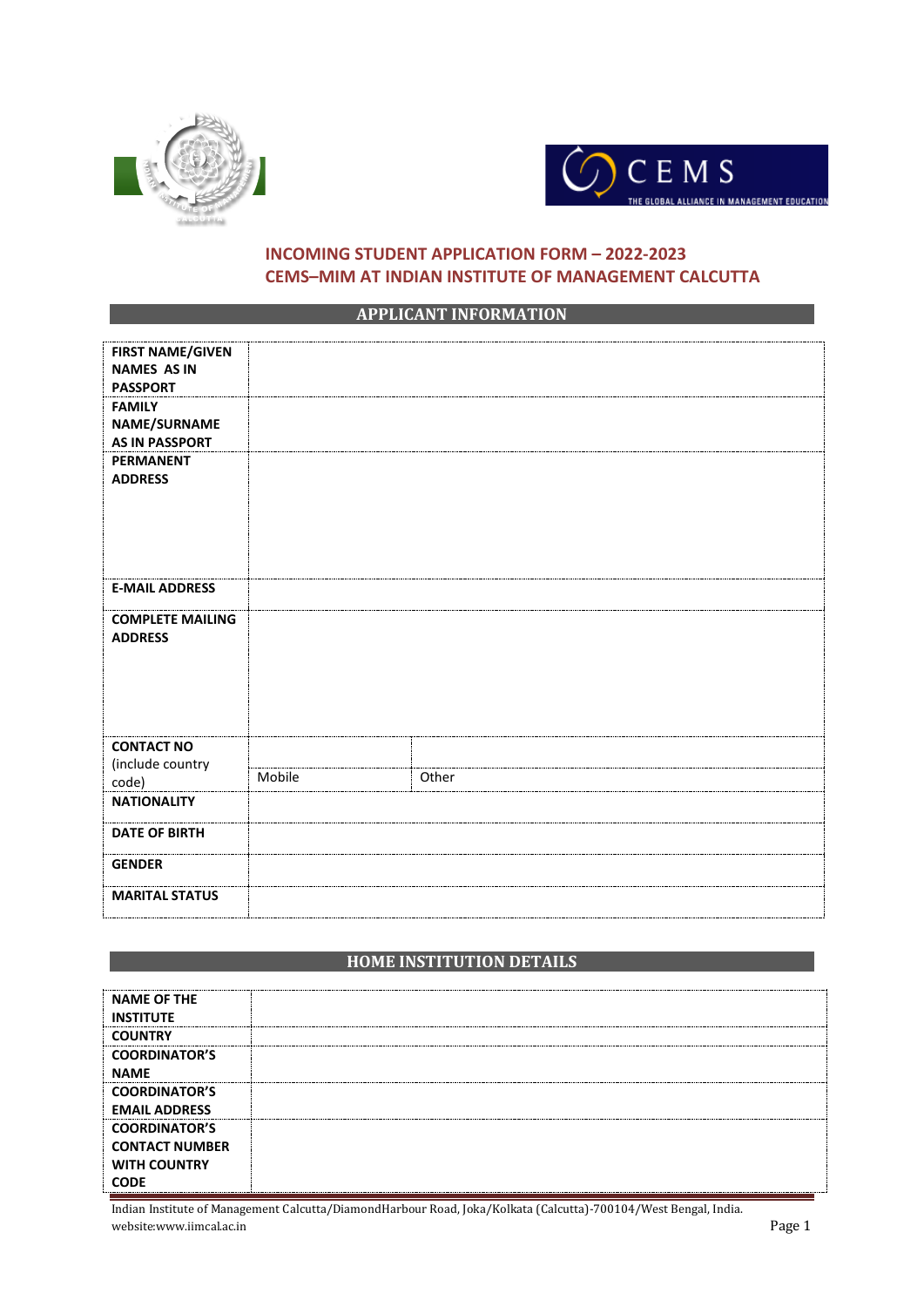# INCOMING STUDENT APPLICATION FORM – 2022-2023
# CEMS–MIM AT INDIAN INSTITUTE OF MANAGEMENT CALCUTTA

## APPLICANT INFORMATION

| | | |
|---|---|---|
| **FIRST NAME/GIVEN NAMES AS IN PASSPORT** | | |
| **FAMILY NAME/SURNAME AS IN PASSPORT** | | |
| **PERMANENT ADDRESS** | | |
| **E-MAIL ADDRESS** | | |
| **COMPLETE MAILING ADDRESS** | | |
| **CONTACT NO** (include country code) | | |
| | Mobile | Other |
| **NATIONALITY** | | |
| **DATE OF BIRTH** | | |
| **GENDER** | | |
| **MARITAL STATUS** | | |

## HOME INSTITUTION DETAILS

| | |
|---|---|
| **NAME OF THE INSTITUTE** | |
| **COUNTRY** | |
| **COORDINATOR'S NAME** | |
| **COORDINATOR'S EMAIL ADDRESS** | |
| **COORDINATOR'S CONTACT NUMBER WITH COUNTRY CODE** | |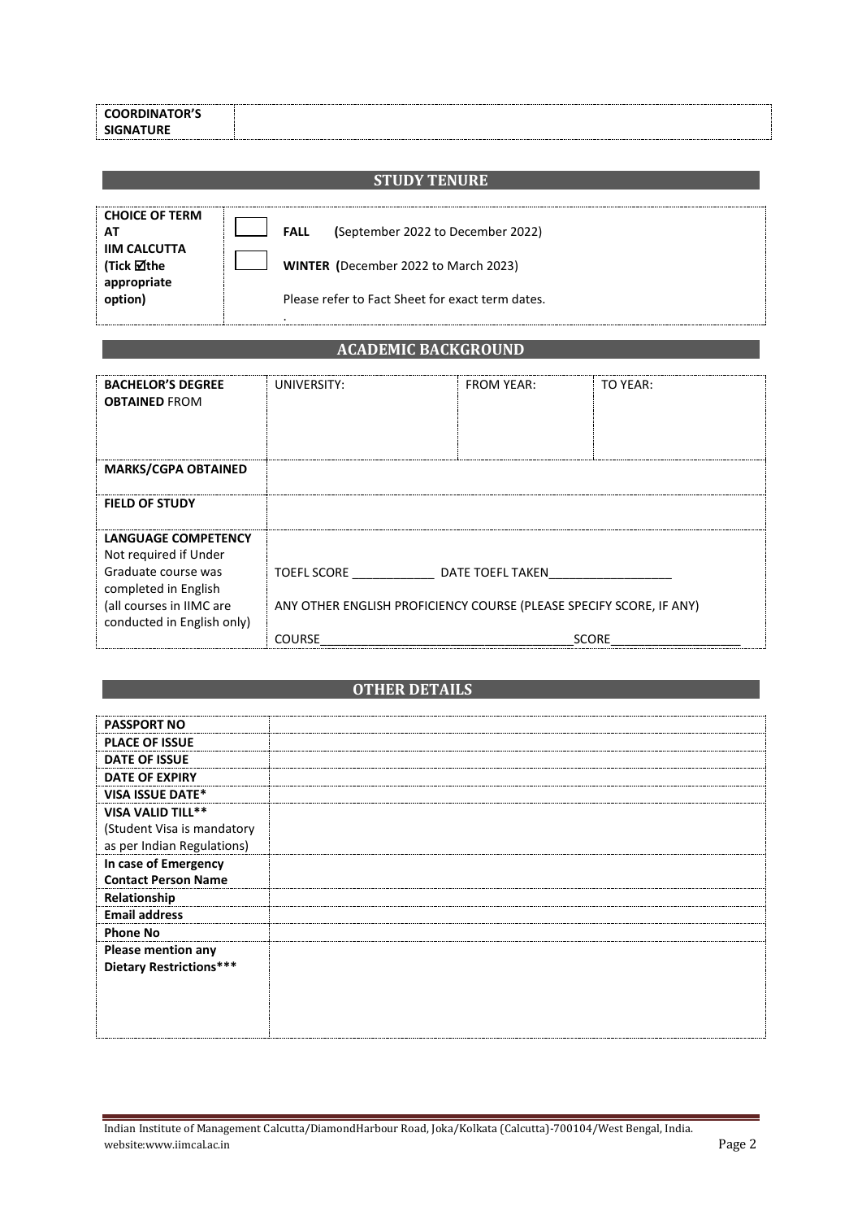| COORDINATOR'S SIGNATURE | |
|---|---|

## STUDY TENURE

| CHOICE OF TERM AT IIM CALCUTTA (Tick ☑the appropriate option) | ☐ **FALL** (September 2022 to December 2022)<br>☐ **WINTER** (December 2022 to March 2023)<br>Please refer to Fact Sheet for exact term dates. |
|---|---|

## ACADEMIC BACKGROUND

| **BACHELOR'S DEGREE OBTAINED** FROM | UNIVERSITY: | FROM YEAR: | TO YEAR: |
|---|---|---|---|
| **MARKS/CGPA OBTAINED** | | | |
| **FIELD OF STUDY** | | | |
| **LANGUAGE COMPETENCY** Not required if Under Graduate course was completed in English (all courses in IIMC are conducted in English only) | TOEFL SCORE ____________ DATE TOEFL TAKEN__________________<br>ANY OTHER ENGLISH PROFICIENCY COURSE (PLEASE SPECIFY SCORE, IF ANY)<br>COURSE_______________________________________SCORE___________________ | | |

## OTHER DETAILS

| | |
|---|---|
| **PASSPORT NO** | |
| **PLACE OF ISSUE** | |
| **DATE OF ISSUE** | |
| **DATE OF EXPIRY** | |
| **VISA ISSUE DATE*** | |
| **VISA VALID TILL**** (Student Visa is mandatory as per Indian Regulations) | |
| **In case of Emergency Contact Person Name** | |
| **Relationship** | |
| **Email address** | |
| **Phone No** | |
| **Please mention any Dietary Restrictions***** | |

Indian Institute of Management Calcutta/DiamondHarbour Road, Joka/Kolkata (Calcutta)-700104/West Bengal, India.
website:www.iimcal.ac.in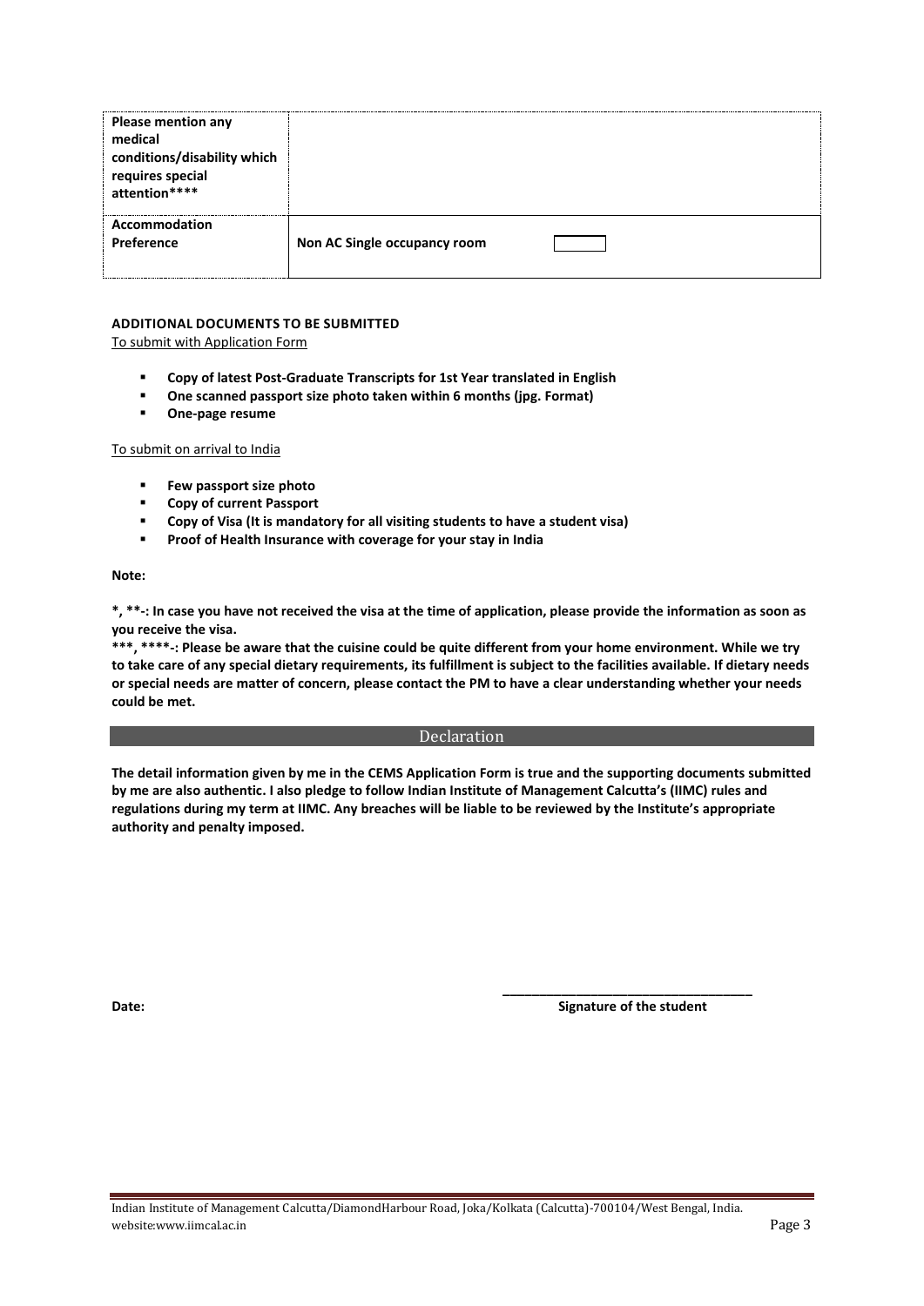| | | |
|---|---|---|
| **Please mention any medical conditions/disability which requires special attention\*\*\*\*** | | |
| **Accommodation Preference** | **Non AC Single occupancy room** | |

**ADDITIONAL DOCUMENTS TO BE SUBMITTED**

To submit with Application Form

- **Copy of latest Post-Graduate Transcripts for 1st Year translated in English**
- **One scanned passport size photo taken within 6 months (jpg. Format)**
- **One-page resume**

To submit on arrival to India

- **Few passport size photo**
- **Copy of current Passport**
- **Copy of Visa (It is mandatory for all visiting students to have a student visa)**
- **Proof of Health Insurance with coverage for your stay in India**

**Note:**

**\*, \*\*-: In case you have not received the visa at the time of application, please provide the information as soon as you receive the visa.**

**\*\*\*, \*\*\*\*-: Please be aware that the cuisine could be quite different from your home environment. While we try to take care of any special dietary requirements, its fulfillment is subject to the facilities available. If dietary needs or special needs are matter of concern, please contact the PM to have a clear understanding whether your needs could be met.**

## Declaration

**The detail information given by me in the CEMS Application Form is true and the supporting documents submitted by me are also authentic. I also pledge to follow Indian Institute of Management Calcutta's (IIMC) rules and regulations during my term at IIMC. Any breaches will be liable to be reviewed by the Institute's appropriate authority and penalty imposed.**

**Date:**

\_\_\_\_\_\_\_\_\_\_\_\_\_\_\_\_\_\_\_\_\_\_\_\_\_\_\_\_\_\_\_\_\_\_

**Signature of the student**

Indian Institute of Management Calcutta/DiamondHarbour Road, Joka/Kolkata (Calcutta)-700104/West Bengal, India.
website:www.iimcal.ac.in